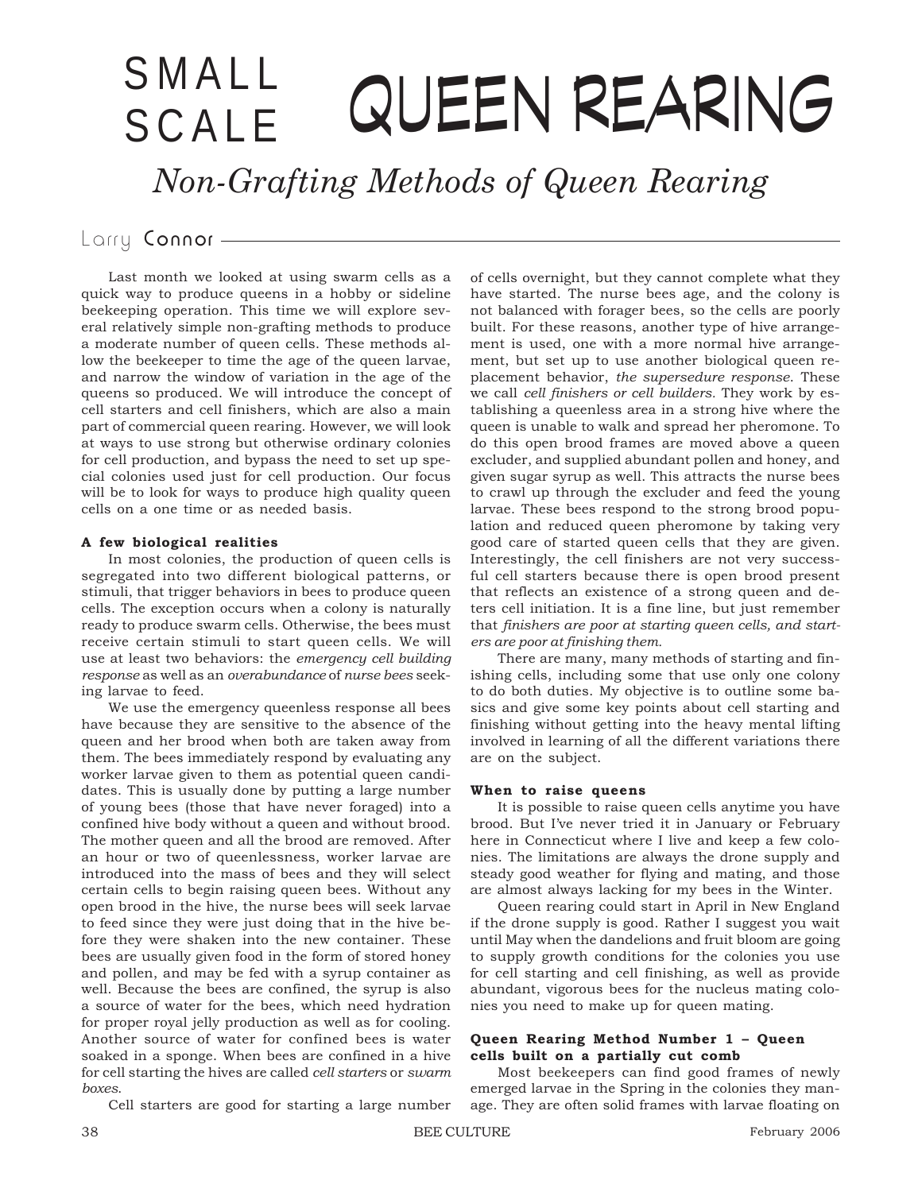# SMALL SCALE QUEEN REARING

## *Non-Grafting Methods of Queen Rearing*

Larry Connor

Last month we looked at using swarm cells as a quick way to produce queens in a hobby or sideline beekeeping operation. This time we will explore several relatively simple non-grafting methods to produce a moderate number of queen cells. These methods allow the beekeeper to time the age of the queen larvae, and narrow the window of variation in the age of the queens so produced. We will introduce the concept of cell starters and cell finishers, which are also a main part of commercial queen rearing. However, we will look at ways to use strong but otherwise ordinary colonies for cell production, and bypass the need to set up special colonies used just for cell production. Our focus will be to look for ways to produce high quality queen cells on a one time or as needed basis.

**A few biological realities**

In most colonies, the production of queen cells is segregated into two different biological patterns, or stimuli, that trigger behaviors in bees to produce queen cells. The exception occurs when a colony is naturally ready to produce swarm cells. Otherwise, the bees must receive certain stimuli to start queen cells. We will use at least two behaviors: the *emergency cell building response* as well as an *overabundance* of *nurse bees* seeking larvae to feed.

We use the emergency queenless response all bees have because they are sensitive to the absence of the queen and her brood when both are taken away from them. The bees immediately respond by evaluating any worker larvae given to them as potential queen candidates. This is usually done by putting a large number of young bees (those that have never foraged) into a confined hive body without a queen and without brood. The mother queen and all the brood are removed. After an hour or two of queenlessness, worker larvae are introduced into the mass of bees and they will select certain cells to begin raising queen bees. Without any open brood in the hive, the nurse bees will seek larvae to feed since they were just doing that in the hive before they were shaken into the new container. These bees are usually given food in the form of stored honey and pollen, and may be fed with a syrup container as well. Because the bees are confined, the syrup is also a source of water for the bees, which need hydration for proper royal jelly production as well as for cooling. Another source of water for confined bees is water soaked in a sponge. When bees are confined in a hive for cell starting the hives are called *cell starters* or *swarm boxes*.

Cell starters are good for starting a large number of cells overnight, but they cannot complete what they have started. The nurse bees age, and the colony is not balanced with forager bees, so the cells are poorly built. For these reasons, another type of hive arrangement is used, one with a more normal hive arrangement, but set up to use another biological queen replacement behavior, *the supersedure response.* These we call *cell finishers or cell builders.* They work by establishing a queenless area in a strong hive where the queen is unable to walk and spread her pheromone. To do this open brood frames are moved above a queen excluder, and supplied abundant pollen and honey, and given sugar syrup as well. This attracts the nurse bees to crawl up through the excluder and feed the young larvae. These bees respond to the strong brood population and reduced queen pheromone by taking very good care of started queen cells that they are given. Interestingly, the cell finishers are not very successful cell starters because there is open brood present that reflects an existence of a strong queen and deters cell initiation. It is a fine line, but just remember that *finishers are poor at starting queen cells, and starters are poor at finishing them.*

There are many, many methods of starting and finishing cells, including some that use only one colony to do both duties. My objective is to outline some basics and give some key points about cell starting and finishing without getting into the heavy mental lifting involved in learning of all the different variations there are on the subject.

**When to raise queens**

It is possible to raise queen cells anytime you have brood. But I've never tried it in January or February here in Connecticut where I live and keep a few colonies. The limitations are always the drone supply and steady good weather for flying and mating, and those are almost always lacking for my bees in the Winter.

Queen rearing could start in April in New England if the drone supply is good. Rather I suggest you wait until May when the dandelions and fruit bloom are going to supply growth conditions for the colonies you use for cell starting and cell finishing, as well as provide abundant, vigorous bees for the nucleus mating colonies you need to make up for queen mating.

**Queen Rearing Method Number 1 – Queen cells built on a partially cut comb**

Most beekeepers can find good frames of newly emerged larvae in the Spring in the colonies they manage. They are often solid frames with larvae floating on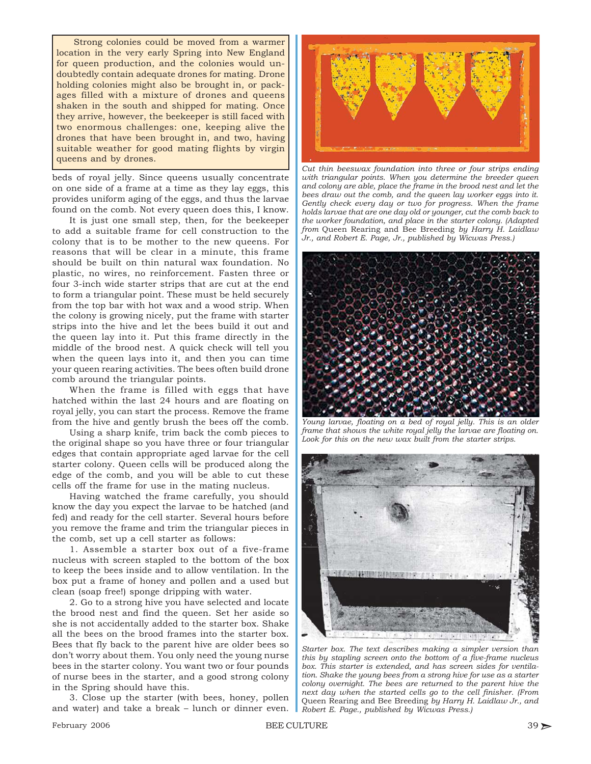Strong colonies could be moved from a warmer location in the very early Spring into New England for queen production, and the colonies would undoubtedly contain adequate drones for mating. Drone holding colonies might also be brought in, or packages filled with a mixture of drones and queens shaken in the south and shipped for mating. Once they arrive, however, the beekeeper is still faced with two enormous challenges: one, keeping alive the drones that have been brought in, and two, having suitable weather for good mating flights by virgin queens and by drones.

beds of royal jelly. Since queens usually concentrate on one side of a frame at a time as they lay eggs, this provides uniform aging of the eggs, and thus the larvae found on the comb. Not every queen does this, I know.

It is just one small step, then, for the beekeeper to add a suitable frame for cell construction to the colony that is to be mother to the new queens. For reasons that will be clear in a minute, this frame should be built on thin natural wax foundation. No plastic, no wires, no reinforcement. Fasten three or four 3-inch wide starter strips that are cut at the end to form a triangular point. These must be held securely from the top bar with hot wax and a wood strip. When the colony is growing nicely, put the frame with starter strips into the hive and let the bees build it out and the queen lay into it. Put this frame directly in the middle of the brood nest. A quick check will tell you when the queen lays into it, and then you can time your queen rearing activities. The bees often build drone comb around the triangular points.

When the frame is filled with eggs that have hatched within the last 24 hours and are floating on royal jelly, you can start the process. Remove the frame from the hive and gently brush the bees off the comb.

Using a sharp knife, trim back the comb pieces to the original shape so you have three or four triangular edges that contain appropriate aged larvae for the cell starter colony. Queen cells will be produced along the edge of the comb, and you will be able to cut these cells off the frame for use in the mating nucleus.

Having watched the frame carefully, you should know the day you expect the larvae to be hatched (and fed) and ready for the cell starter. Several hours before you remove the frame and trim the triangular pieces in the comb, set up a cell starter as follows:

1. Assemble a starter box out of a five-frame nucleus with screen stapled to the bottom of the box to keep the bees inside and to allow ventilation. In the box put a frame of honey and pollen and a used but clean (soap free!) sponge dripping with water.

2. Go to a strong hive you have selected and locate the brood nest and find the queen. Set her aside so she is not accidentally added to the starter box. Shake all the bees on the brood frames into the starter box. Bees that fly back to the parent hive are older bees so don't worry about them. You only need the young nurse bees in the starter colony. You want two or four pounds of nurse bees in the starter, and a good strong colony in the Spring should have this.

3. Close up the starter (with bees, honey, pollen and water) and take a break – lunch or dinner even.

*Cut thin beeswax foundation into three or four strips ending with triangular points. When you determine the breeder queen and colony are able, place the frame in the brood nest and let the bees draw out the comb, and the queen lay worker eggs into it. Gently check every day or two for progress. When the frame holds larvae that are one day old or younger, cut the comb back to the worker foundation, and place in the starter colony. (Adapted from* Queen Rearing and Bee Breeding *by Harry H. Laidlaw Jr., and Robert E. Page, Jr., published by Wicwas Press.)*

*Young larvae, floating on a bed of royal jelly. This is an older frame that shows the white royal jelly the larvae are floating on. Look for this on the new wax built from the starter strips.*

*Starter box. The text describes making a simpler version than this by stapling screen onto the bottom of a five-frame nucleus box. This starter is extended, and has screen sides for ventilation. Shake the young bees from a strong hive for use as a starter colony overnight. The bees are returned to the parent hive the next day when the started cells go to the cell finisher. (From* Queen Rearing and Bee Breeding *by Harry H. Laidlaw Jr., and Robert E. Page., published by Wicwas Press.)*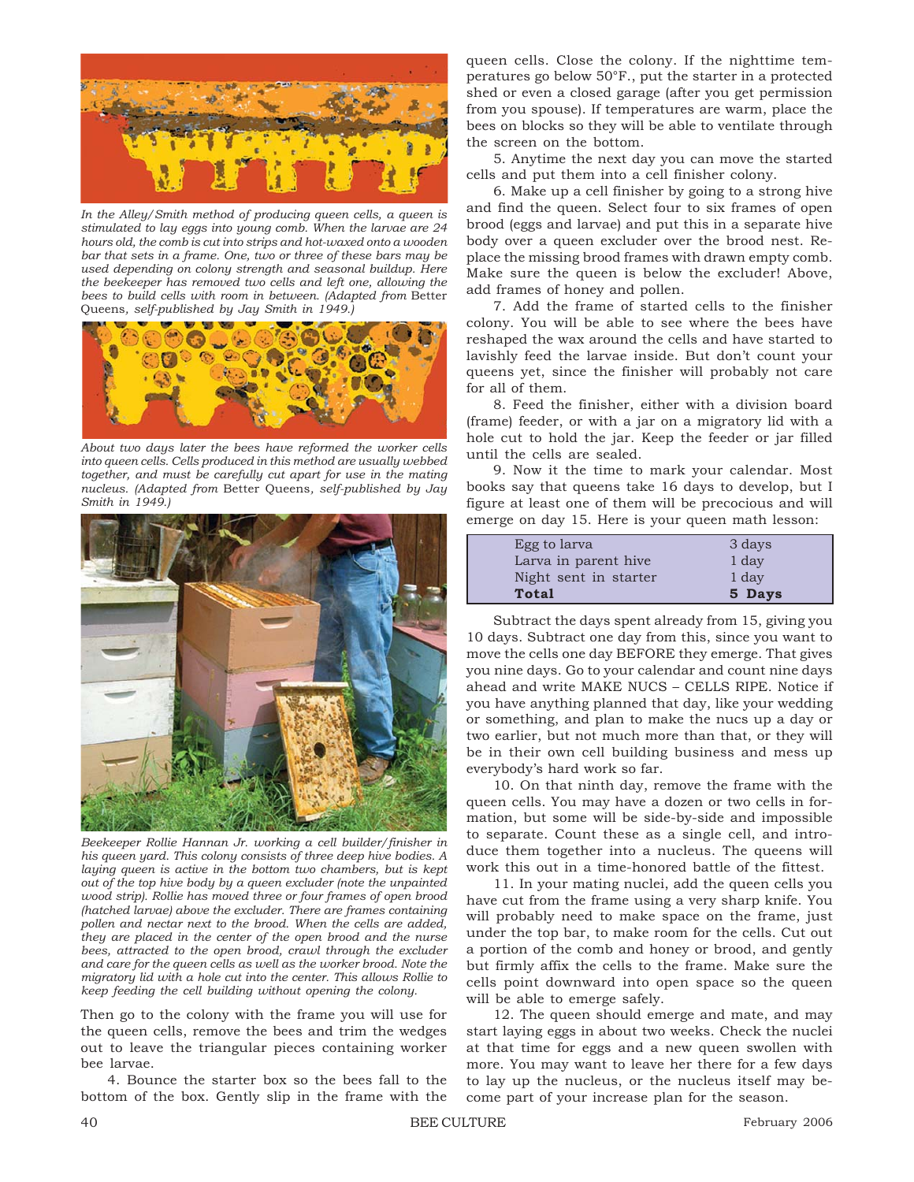*In the Alley/Smith method of producing queen cells, a queen is stimulated to lay eggs into young comb. When the larvae are 24 hours old, the comb is cut into strips and hot-waxed onto a wooden bar that sets in a frame. One, two or three of these bars may be used depending on colony strength and seasonal buildup. Here the beekeeper has removed two cells and left one, allowing the bees to build cells with room in between. (Adapted from* Better Queens*, self-published by Jay Smith in 1949.)*

*About two days later the bees have reformed the worker cells into queen cells. Cells produced in this method are usually webbed together, and must be carefully cut apart for use in the mating nucleus. (Adapted from* Better Queens*, self-published by Jay Smith in 1949.)*

*Beekeeper Rollie Hannan Jr. working a cell builder/finisher in his queen yard. This colony consists of three deep hive bodies. A laying queen is active in the bottom two chambers, but is kept out of the top hive body by a queen excluder (note the unpainted wood strip). Rollie has moved three or four frames of open brood (hatched larvae) above the excluder. There are frames containing pollen and nectar next to the brood. When the cells are added, they are placed in the center of the open brood and the nurse bees, attracted to the open brood, crawl through the excluder and care for the queen cells as well as the worker brood. Note the migratory lid with a hole cut into the center. This allows Rollie to keep feeding the cell building without opening the colony.*

Then go to the colony with the frame you will use for the queen cells, remove the bees and trim the wedges out to leave the triangular pieces containing worker bee larvae.

4. Bounce the starter box so the bees fall to the bottom of the box. Gently slip in the frame with the queen cells. Close the colony. If the nighttime temperatures go below 50°F., put the starter in a protected shed or even a closed garage (after you get permission from you spouse). If temperatures are warm, place the bees on blocks so they will be able to ventilate through the screen on the bottom.

5. Anytime the next day you can move the started cells and put them into a cell finisher colony.

6. Make up a cell finisher by going to a strong hive and find the queen. Select four to six frames of open brood (eggs and larvae) and put this in a separate hive body over a queen excluder over the brood nest. Replace the missing brood frames with drawn empty comb. Make sure the queen is below the excluder! Above, add frames of honey and pollen.

7. Add the frame of started cells to the finisher colony. You will be able to see where the bees have reshaped the wax around the cells and have started to lavishly feed the larvae inside. But don't count your queens yet, since the finisher will probably not care for all of them.

8. Feed the finisher, either with a division board (frame) feeder, or with a jar on a migratory lid with a hole cut to hold the jar. Keep the feeder or jar filled until the cells are sealed.

9. Now it the time to mark your calendar. Most books say that queens take 16 days to develop, but I figure at least one of them will be precocious and will emerge on day 15. Here is your queen math lesson:

| | |
|---|---|
| Egg to larva | 3 days |
| Larva in parent hive | 1 day |
| Night sent in starter | 1 day |
| **Total** | **5 Days** |

Subtract the days spent already from 15, giving you 10 days. Subtract one day from this, since you want to move the cells one day BEFORE they emerge. That gives you nine days. Go to your calendar and count nine days ahead and write MAKE NUCS – CELLS RIPE. Notice if you have anything planned that day, like your wedding or something, and plan to make the nucs up a day or two earlier, but not much more than that, or they will be in their own cell building business and mess up everybody's hard work so far.

10. On that ninth day, remove the frame with the queen cells. You may have a dozen or two cells in formation, but some will be side-by-side and impossible to separate. Count these as a single cell, and introduce them together into a nucleus. The queens will work this out in a time-honored battle of the fittest.

11. In your mating nuclei, add the queen cells you have cut from the frame using a very sharp knife. You will probably need to make space on the frame, just under the top bar, to make room for the cells. Cut out a portion of the comb and honey or brood, and gently but firmly affix the cells to the frame. Make sure the cells point downward into open space so the queen will be able to emerge safely.

12. The queen should emerge and mate, and may start laying eggs in about two weeks. Check the nuclei at that time for eggs and a new queen swollen with more. You may want to leave her there for a few days to lay up the nucleus, or the nucleus itself may become part of your increase plan for the season.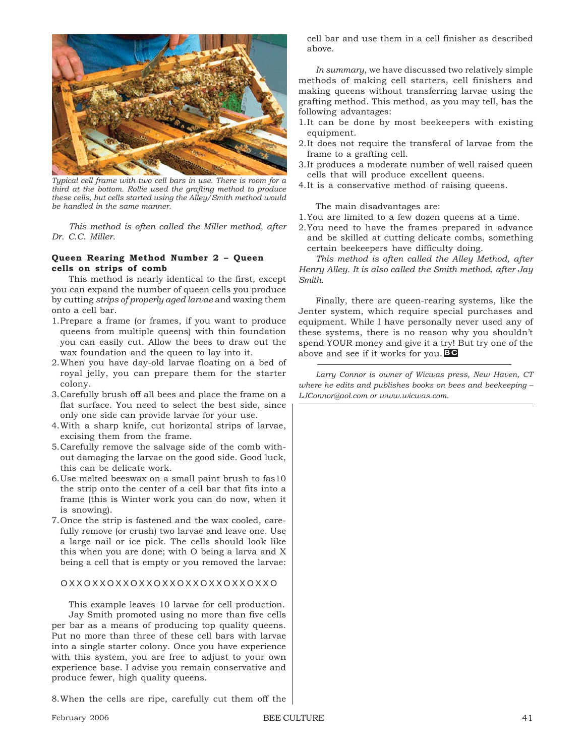*Typical cell frame with two cell bars in use. There is room for a third at the bottom. Rollie used the grafting method to produce these cells, but cells started using the Alley/Smith method would be handled in the same manner.*

*This method is often called the Miller method, after Dr. C.C. Miller.*

**Queen Rearing Method Number 2 – Queen cells on strips of comb**

This method is nearly identical to the first, except you can expand the number of queen cells you produce by cutting *strips of properly aged larvae* and waxing them onto a cell bar.

1. Prepare a frame (or frames, if you want to produce queens from multiple queens) with thin foundation you can easily cut. Allow the bees to draw out the wax foundation and the queen to lay into it.
2. When you have day-old larvae floating on a bed of royal jelly, you can prepare them for the starter colony.
3. Carefully brush off all bees and place the frame on a flat surface. You need to select the best side, since only one side can provide larvae for your use.
4. With a sharp knife, cut horizontal strips of larvae, excising them from the frame.
5. Carefully remove the salvage side of the comb without damaging the larvae on the good side. Good luck, this can be delicate work.
6. Use melted beeswax on a small paint brush to fas10 the strip onto the center of a cell bar that fits into a frame (this is Winter work you can do now, when it is snowing).
7. Once the strip is fastened and the wax cooled, carefully remove (or crush) two larvae and leave one. Use a large nail or ice pick. The cells should look like this when you are done; with O being a larva and X being a cell that is empty or you removed the larvae:

OXXOXXOXXOXXOXXOXXOXXOXXOXXO

This example leaves 10 larvae for cell production.

Jay Smith promoted using no more than five cells per bar as a means of producing top quality queens. Put no more than three of these cell bars with larvae into a single starter colony. Once you have experience with this system, you are free to adjust to your own experience base. I advise you remain conservative and produce fewer, high quality queens.

8. When the cells are ripe, carefully cut them off the cell bar and use them in a cell finisher as described above.

*In summary*, we have discussed two relatively simple methods of making cell starters, cell finishers and making queens without transferring larvae using the grafting method. This method, as you may tell, has the following advantages:

1. It can be done by most beekeepers with existing equipment.
2. It does not require the transferal of larvae from the frame to a grafting cell.
3. It produces a moderate number of well raised queen cells that will produce excellent queens.
4. It is a conservative method of raising queens.

The main disadvantages are:

1. You are limited to a few dozen queens at a time.
2. You need to have the frames prepared in advance and be skilled at cutting delicate combs, something certain beekeepers have difficulty doing.

*This method is often called the Alley Method, after Henry Alley. It is also called the Smith method, after Jay Smith.*

Finally, there are queen-rearing systems, like the Jenter system, which require special purchases and equipment. While I have personally never used any of these systems, there is no reason why you shouldn't spend YOUR money and give it a try! But try one of the above and see if it works for you. **BC**

---

*Larry Connor is owner of Wicwas press, New Haven, CT where he edits and publishes books on bees and beekeeping – LJConnor@aol.com or www.wicwas.com.*